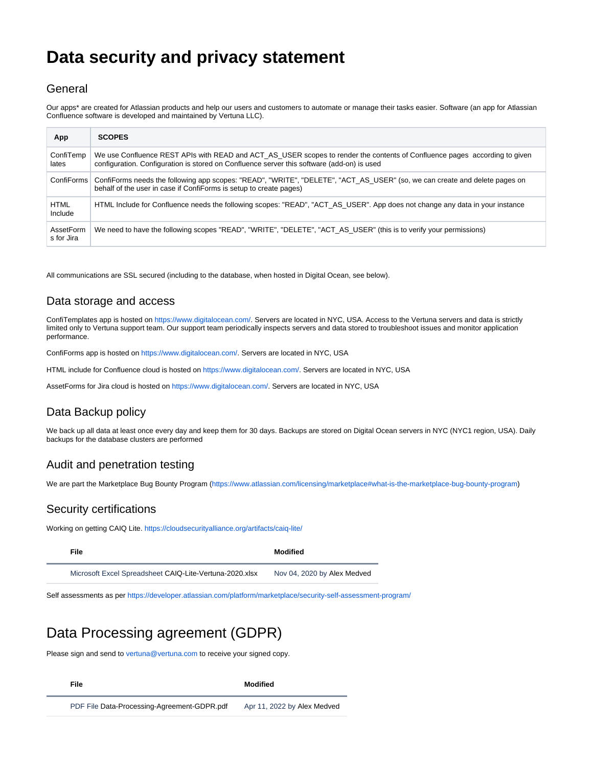# Data security and privacy statement

## General

Our apps* are created for Atlassian products and help our users and customers to automate or manage their tasks easier. Software (an app for Atlassian Confluence software is developed and maintained by Vertuna LLC).

| App | SCOPES |
| --- | --- |
| ConfiTemplates | We use Confluence REST APIs with READ and ACT_AS_USER scopes to render the contents of Confluence pages according to given configuration. Configuration is stored on Confluence server this software (add-on) is used |
| ConfiForms | ConfiForms needs the following app scopes: "READ", "WRITE", "DELETE", "ACT_AS_USER" (so, we can create and delete pages on behalf of the user in case if ConfiForms is setup to create pages) |
| HTML Include | HTML Include for Confluence needs the following scopes: "READ", "ACT_AS_USER". App does not change any data in your instance |
| AssetForms for Jira | We need to have the following scopes "READ", "WRITE", "DELETE", "ACT_AS_USER" (this is to verify your permissions) |

All communications are SSL secured (including to the database, when hosted in Digital Ocean, see below).

## Data storage and access

ConfiTemplates app is hosted on https://www.digitalocean.com/. Servers are located in NYC, USA. Access to the Vertuna servers and data is strictly limited only to Vertuna support team. Our support team periodically inspects servers and data stored to troubleshoot issues and monitor application performance.

ConfiForms app is hosted on https://www.digitalocean.com/. Servers are located in NYC, USA

HTML include for Confluence cloud is hosted on https://www.digitalocean.com/. Servers are located in NYC, USA

AssetForms for Jira cloud is hosted on https://www.digitalocean.com/. Servers are located in NYC, USA

## Data Backup policy

We back up all data at least once every day and keep them for 30 days. Backups are stored on Digital Ocean servers in NYC (NYC1 region, USA). Daily backups for the database clusters are performed

## Audit and penetration testing

We are part the Marketplace Bug Bounty Program (https://www.atlassian.com/licensing/marketplace#what-is-the-marketplace-bug-bounty-program)

## Security certifications

Working on getting CAIQ Lite. https://cloudsecurityalliance.org/artifacts/caiq-lite/

| File | Modified |
| --- | --- |
| Microsoft Excel Spreadsheet CAIQ-Lite-Vertuna-2020.xlsx | Nov 04, 2020 by Alex Medved |

Self assessments as per https://developer.atlassian.com/platform/marketplace/security-self-assessment-program/

# Data Processing agreement (GDPR)

Please sign and send to vertuna@vertuna.com to receive your signed copy.

| File | Modified |
| --- | --- |
| PDF File Data-Processing-Agreement-GDPR.pdf | Apr 11, 2022 by Alex Medved |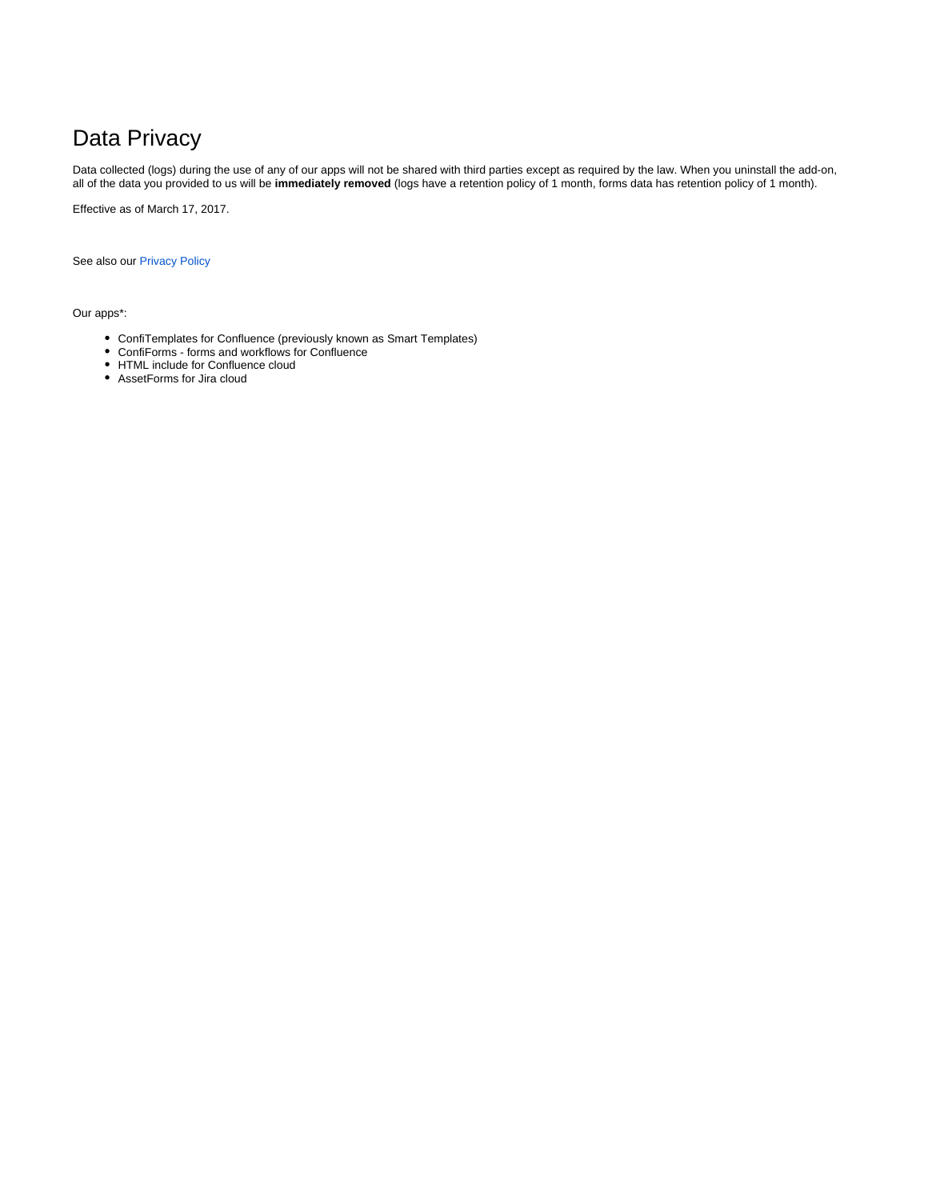# Data Privacy

Data collected (logs) during the use of any of our apps will not be shared with third parties except as required by the law. When you uninstall the add-on, all of the data you provided to us will be **immediately removed** (logs have a retention policy of 1 month, forms data has retention policy of 1 month).

Effective as of March 17, 2017.

See also our Privacy Policy

Our apps*:

- ConfiTemplates for Confluence (previously known as Smart Templates)
- ConfiForms - forms and workflows for Confluence
- HTML include for Confluence cloud
- AssetForms for Jira cloud